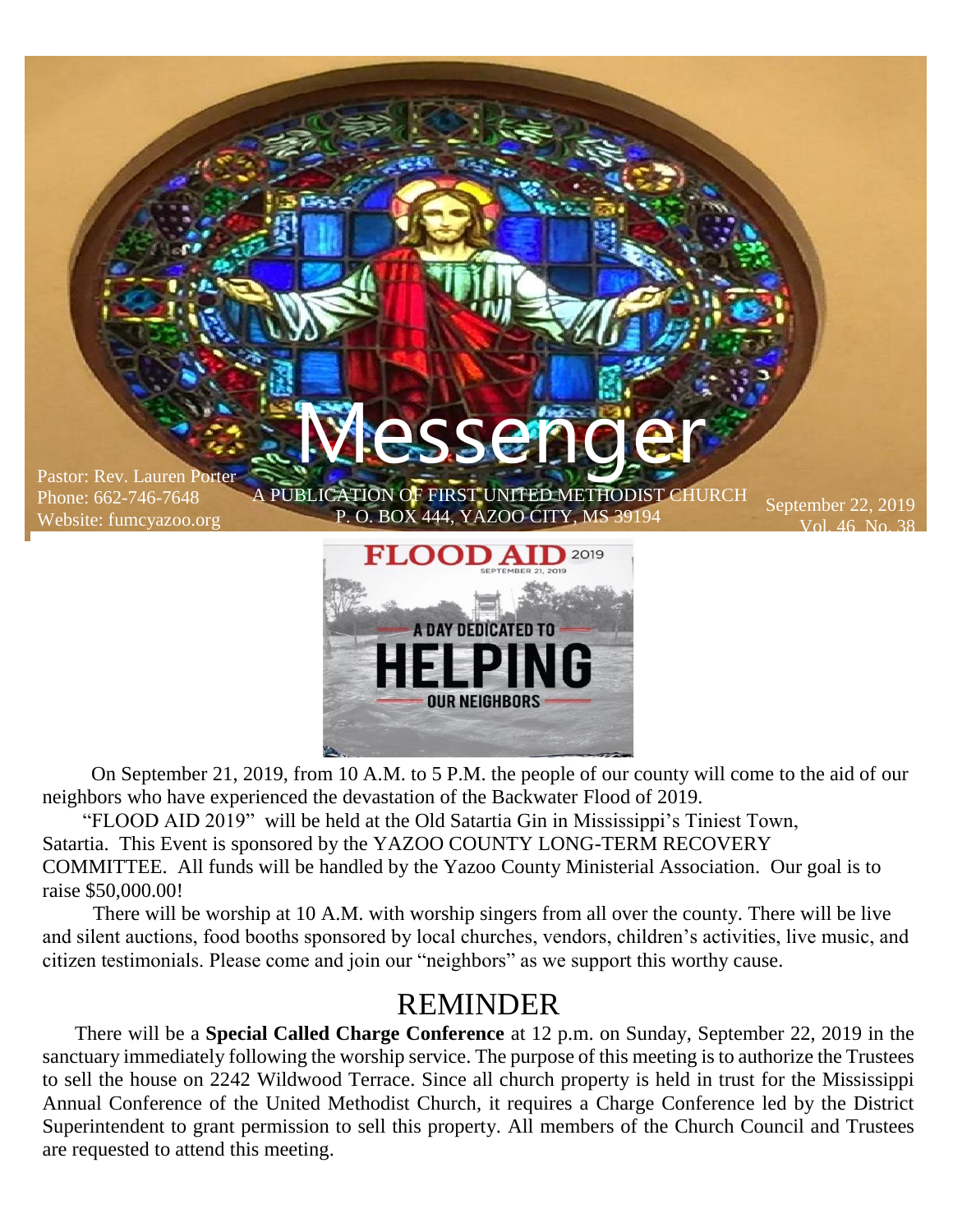# Messenger

Pastor: Rev. Lauren Porter
Phone: 662-746-7648
Website: fumcyazoo.org

A PUBLICATION OF FIRST UNITED METHODIST CHURCH
P. O. BOX 444, YAZOO CITY, MS 39194

September 22, 2019
Vol. 46 No. 38

FLOOD AID 2019
SEPTEMBER 21, 2019
A DAY DEDICATED TO HELPING OUR NEIGHBORS

On September 21, 2019, from 10 A.M. to 5 P.M. the people of our county will come to the aid of our neighbors who have experienced the devastation of the Backwater Flood of 2019.

"FLOOD AID 2019" will be held at the Old Satartia Gin in Mississippi's Tiniest Town, Satartia. This Event is sponsored by the YAZOO COUNTY LONG-TERM RECOVERY COMMITTEE. All funds will be handled by the Yazoo County Ministerial Association. Our goal is to raise $50,000.00!

There will be worship at 10 A.M. with worship singers from all over the county. There will be live and silent auctions, food booths sponsored by local churches, vendors, children's activities, live music, and citizen testimonials. Please come and join our "neighbors" as we support this worthy cause.

## REMINDER

There will be a **Special Called Charge Conference** at 12 p.m. on Sunday, September 22, 2019 in the sanctuary immediately following the worship service. The purpose of this meeting is to authorize the Trustees to sell the house on 2242 Wildwood Terrace. Since all church property is held in trust for the Mississippi Annual Conference of the United Methodist Church, it requires a Charge Conference led by the District Superintendent to grant permission to sell this property. All members of the Church Council and Trustees are requested to attend this meeting.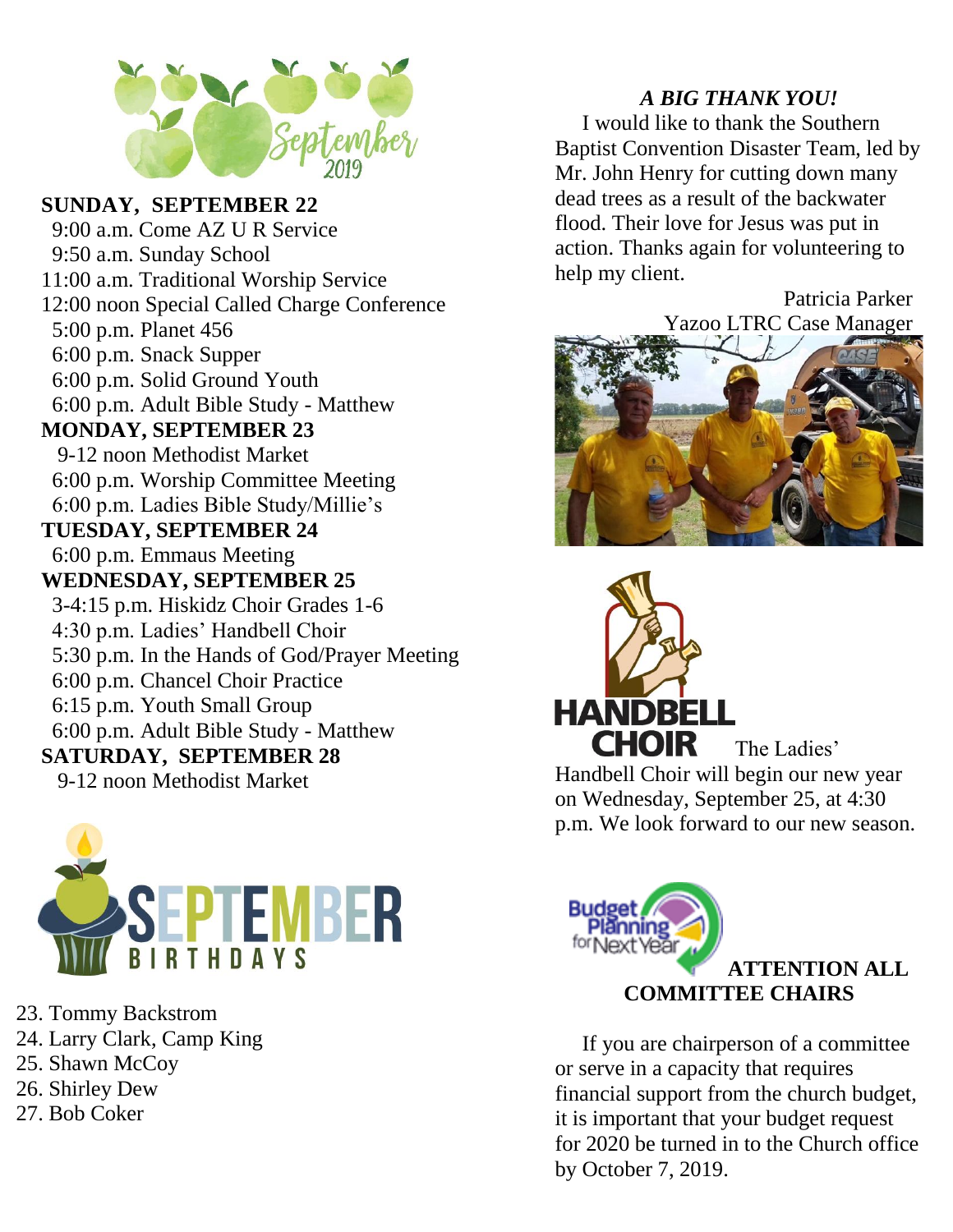September 2019

**SUNDAY, SEPTEMBER 22**

9:00 a.m. Come AZ U R Service
9:50 a.m. Sunday School
11:00 a.m. Traditional Worship Service
12:00 noon Special Called Charge Conference
5:00 p.m. Planet 456
6:00 p.m. Snack Supper
6:00 p.m. Solid Ground Youth
6:00 p.m. Adult Bible Study - Matthew

**MONDAY, SEPTEMBER 23**

9-12 noon Methodist Market
6:00 p.m. Worship Committee Meeting
6:00 p.m. Ladies Bible Study/Millie's

**TUESDAY, SEPTEMBER 24**

6:00 p.m. Emmaus Meeting

**WEDNESDAY, SEPTEMBER 25**

3-4:15 p.m. Hiskidz Choir Grades 1-6
4:30 p.m. Ladies' Handbell Choir
5:30 p.m. In the Hands of God/Prayer Meeting
6:00 p.m. Chancel Choir Practice
6:15 p.m. Youth Small Group
6:00 p.m. Adult Bible Study - Matthew

**SATURDAY, SEPTEMBER 28**

9-12 noon Methodist Market

**SEPTEMBER BIRTHDAYS**

23. Tommy Backstrom
24. Larry Clark, Camp King
25. Shawn McCoy
26. Shirley Dew
27. Bob Coker

***A BIG THANK YOU!***

I would like to thank the Southern Baptist Convention Disaster Team, led by Mr. John Henry for cutting down many dead trees as a result of the backwater flood. Their love for Jesus was put in action. Thanks again for volunteering to help my client.

Patricia Parker
Yazoo LTRC Case Manager

**HANDBELL CHOIR**

The Ladies' Handbell Choir will begin our new year on Wednesday, September 25, at 4:30 p.m. We look forward to our new season.

Budget Planning for Next Year

**ATTENTION ALL COMMITTEE CHAIRS**

If you are chairperson of a committee or serve in a capacity that requires financial support from the church budget, it is important that your budget request for 2020 be turned in to the Church office by October 7, 2019.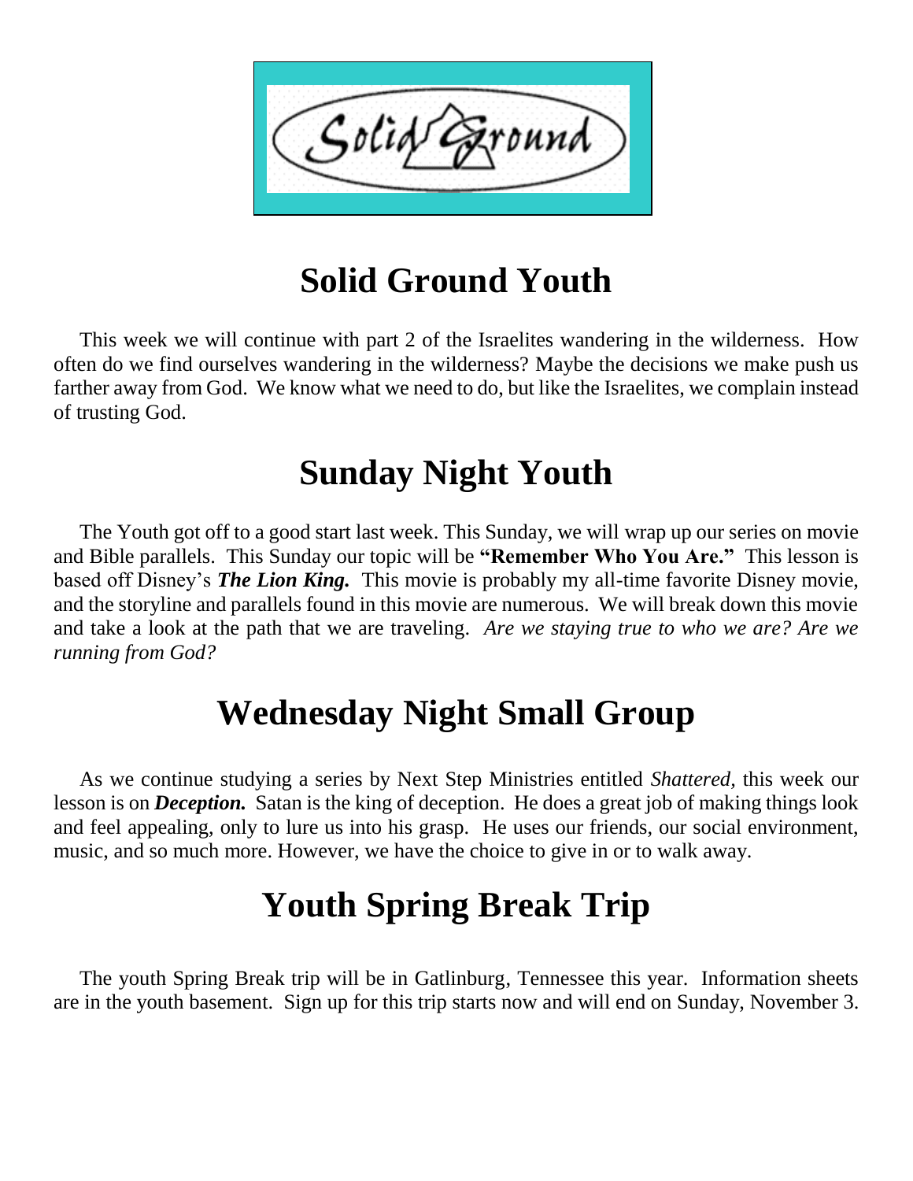# Solid Ground Youth

This week we will continue with part 2 of the Israelites wandering in the wilderness. How often do we find ourselves wandering in the wilderness? Maybe the decisions we make push us farther away from God. We know what we need to do, but like the Israelites, we complain instead of trusting God.

# Sunday Night Youth

The Youth got off to a good start last week. This Sunday, we will wrap up our series on movie and Bible parallels. This Sunday our topic will be **"Remember Who You Are."** This lesson is based off Disney's ***The Lion King.*** This movie is probably my all-time favorite Disney movie, and the storyline and parallels found in this movie are numerous. We will break down this movie and take a look at the path that we are traveling. *Are we staying true to who we are? Are we running from God?*

# Wednesday Night Small Group

As we continue studying a series by Next Step Ministries entitled *Shattered,* this week our lesson is on ***Deception.*** Satan is the king of deception. He does a great job of making things look and feel appealing, only to lure us into his grasp. He uses our friends, our social environment, music, and so much more. However, we have the choice to give in or to walk away.

# Youth Spring Break Trip

The youth Spring Break trip will be in Gatlinburg, Tennessee this year. Information sheets are in the youth basement. Sign up for this trip starts now and will end on Sunday, November 3.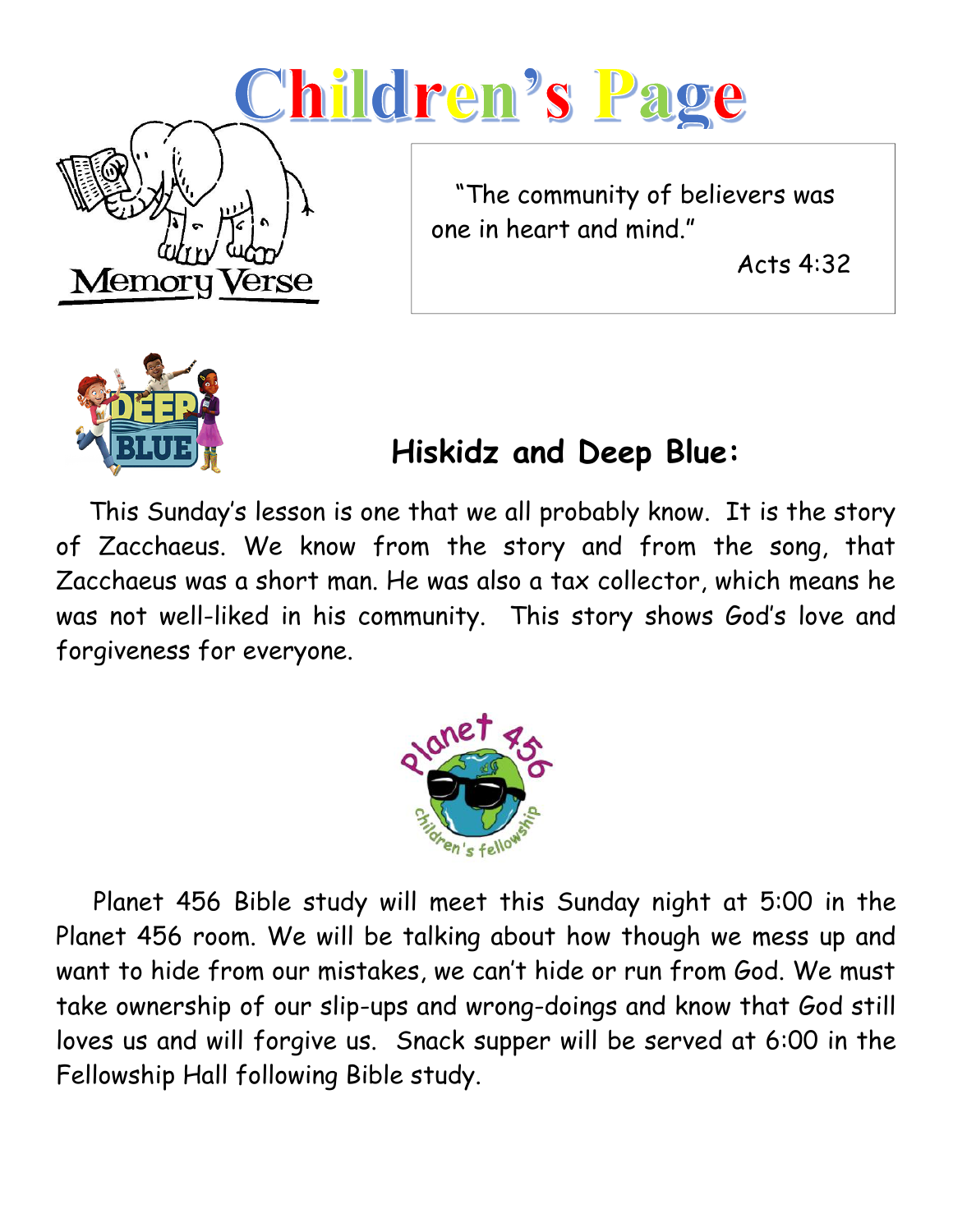# Children's Page

Memory Verse

"The community of believers was one in heart and mind."

Acts 4:32

## Hiskidz and Deep Blue:

This Sunday's lesson is one that we all probably know. It is the story of Zacchaeus. We know from the story and from the song, that Zacchaeus was a short man. He was also a tax collector, which means he was not well-liked in his community. This story shows God's love and forgiveness for everyone.

Planet 456 Bible study will meet this Sunday night at 5:00 in the Planet 456 room. We will be talking about how though we mess up and want to hide from our mistakes, we can't hide or run from God. We must take ownership of our slip-ups and wrong-doings and know that God still loves us and will forgive us. Snack supper will be served at 6:00 in the Fellowship Hall following Bible study.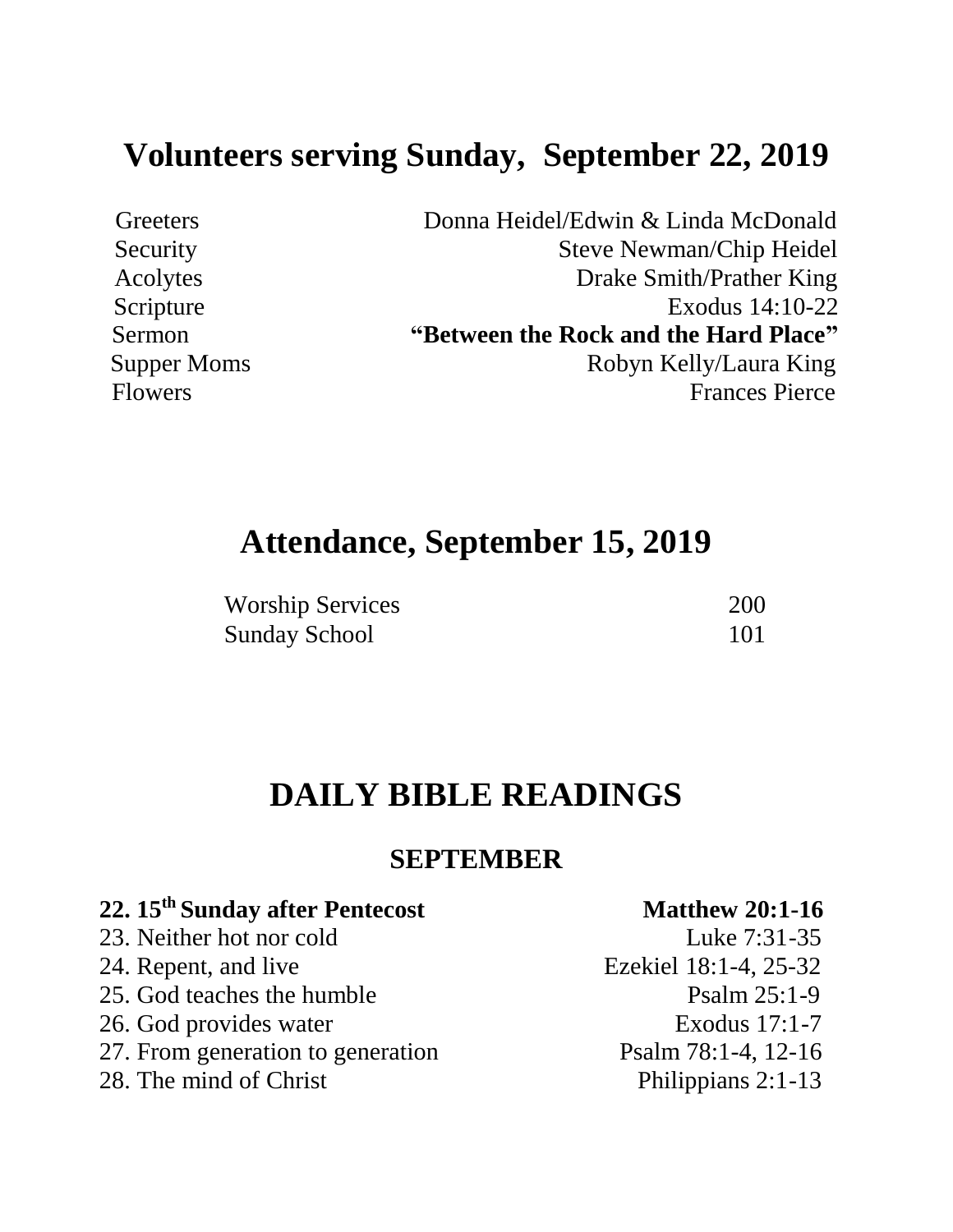# Volunteers serving Sunday, September 22, 2019

| | |
|---|---|
| Greeters | Donna Heidel/Edwin & Linda McDonald |
| Security | Steve Newman/Chip Heidel |
| Acolytes | Drake Smith/Prather King |
| Scripture | Exodus 14:10-22 |
| Sermon | **"Between the Rock and the Hard Place"** |
| Supper Moms | Robyn Kelly/Laura King |
| Flowers | Frances Pierce |

# Attendance, September 15, 2019

| | |
|---|---|
| Worship Services | 200 |
| Sunday School | 101 |

# DAILY BIBLE READINGS

## SEPTEMBER

| | |
|---|---|
| **22. 15th Sunday after Pentecost** | **Matthew 20:1-16** |
| 23. Neither hot nor cold | Luke 7:31-35 |
| 24. Repent, and live | Ezekiel 18:1-4, 25-32 |
| 25. God teaches the humble | Psalm 25:1-9 |
| 26. God provides water | Exodus 17:1-7 |
| 27. From generation to generation | Psalm 78:1-4, 12-16 |
| 28. The mind of Christ | Philippians 2:1-13 |